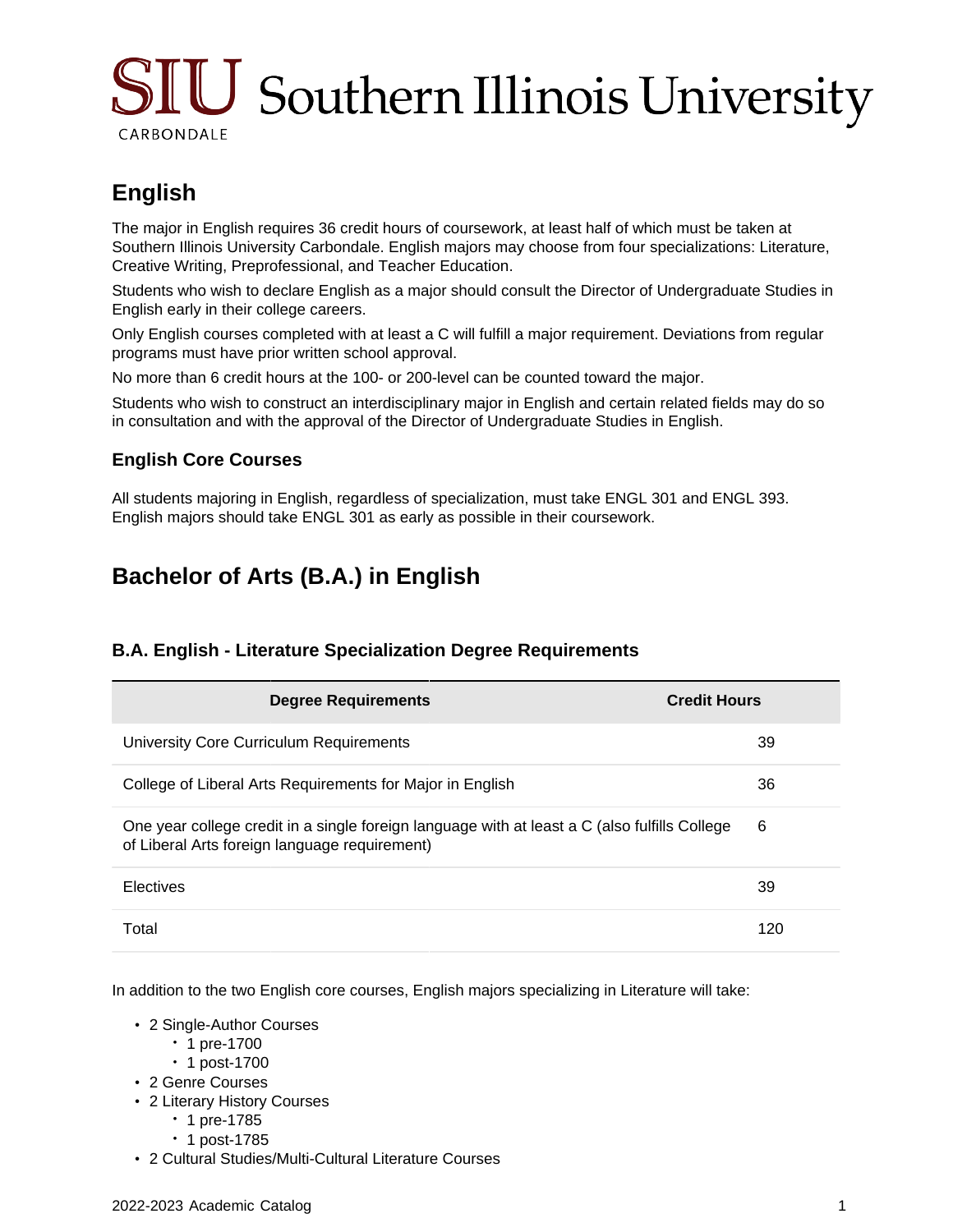# English

The major in English requires 36 credit hours of coursework, at least half of which must be taken at Southern Illinois University Carbondale. English majors may choose from four specializations: Literature, Creative Writing, Preprofessional, and Teacher Education.

Students who wish to declare English as a major should consult the Director of Undergraduate Studies in English early in their college careers.

Only English courses completed with at least a C will fulfill a major requirement. Deviations from regular programs must have prior written school approval.

No more than 6 credit hours at the 100- or 200-level can be counted toward the major.

Students who wish to construct an interdisciplinary major in English and certain related fields may do so in consultation and with the approval of the Director of Undergraduate Studies in English.

### English Core Courses

All students majoring in English, regardless of specialization, must take ENGL 301 and ENGL 393. English majors should take ENGL 301 as early as possible in their coursework.

## Bachelor of Arts (B.A.) in English

### B.A. English - Literature Specialization Degree Requirements

| Degree Requirements | Credit Hours |
|---|---|
| University Core Curriculum Requirements | 39 |
| College of Liberal Arts Requirements for Major in English | 36 |
| One year college credit in a single foreign language with at least a C (also fulfills College of Liberal Arts foreign language requirement) | 6 |
| Electives | 39 |
| Total | 120 |

In addition to the two English core courses, English majors specializing in Literature will take:

- 2 Single-Author Courses
    - 1 pre-1700
    - 1 post-1700
- 2 Genre Courses
- 2 Literary History Courses
    - 1 pre-1785
    - 1 post-1785
- 2 Cultural Studies/Multi-Cultural Literature Courses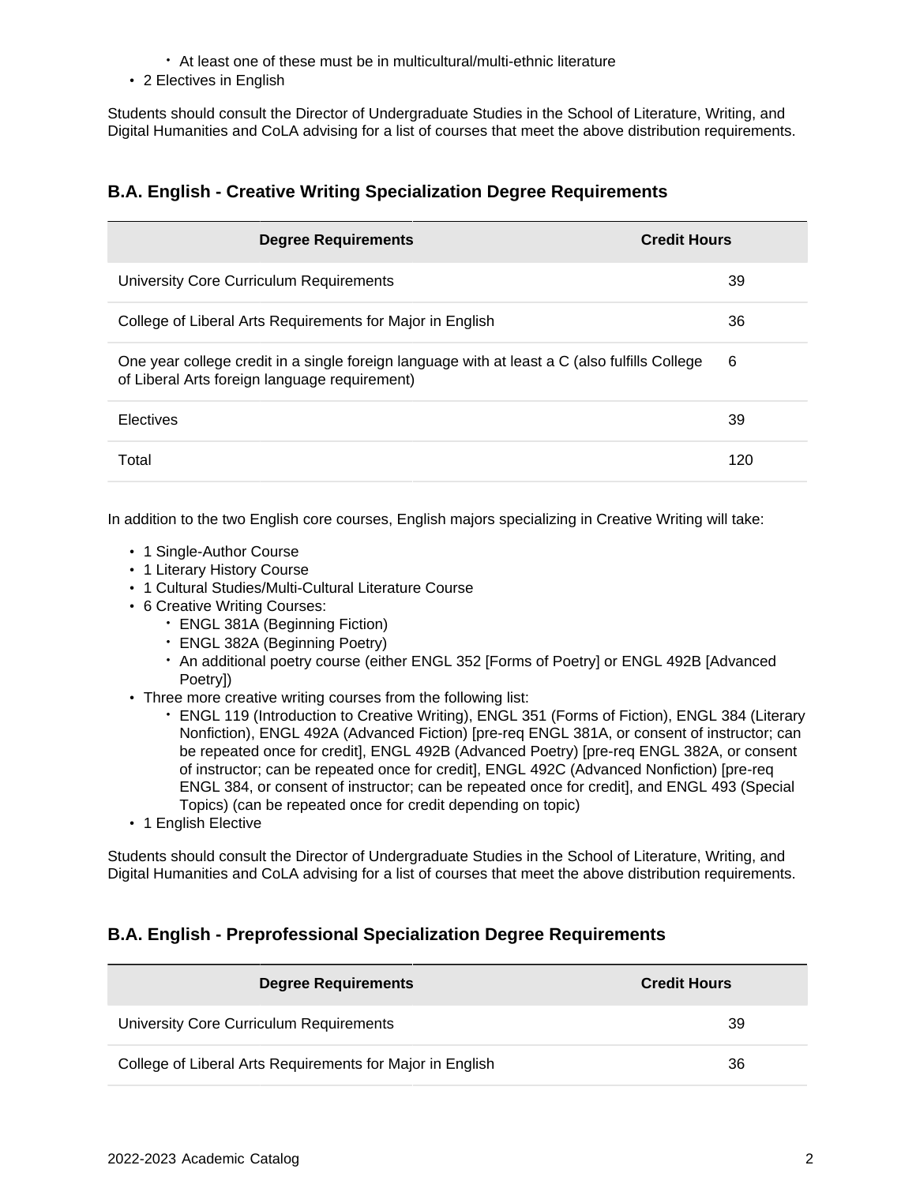- At least one of these must be in multicultural/multi-ethnic literature
- 2 Electives in English

Students should consult the Director of Undergraduate Studies in the School of Literature, Writing, and Digital Humanities and CoLA advising for a list of courses that meet the above distribution requirements.

### B.A. English - Creative Writing Specialization Degree Requirements

| Degree Requirements | Credit Hours |
|---|---|
| University Core Curriculum Requirements | 39 |
| College of Liberal Arts Requirements for Major in English | 36 |
| One year college credit in a single foreign language with at least a C (also fulfills College of Liberal Arts foreign language requirement) | 6 |
| Electives | 39 |
| Total | 120 |

In addition to the two English core courses, English majors specializing in Creative Writing will take:

- 1 Single-Author Course
- 1 Literary History Course
- 1 Cultural Studies/Multi-Cultural Literature Course
- 6 Creative Writing Courses:
    - ENGL 381A (Beginning Fiction)
    - ENGL 382A (Beginning Poetry)
    - An additional poetry course (either ENGL 352 [Forms of Poetry] or ENGL 492B [Advanced Poetry])
- Three more creative writing courses from the following list:
    - ENGL 119 (Introduction to Creative Writing), ENGL 351 (Forms of Fiction), ENGL 384 (Literary Nonfiction), ENGL 492A (Advanced Fiction) [pre-req ENGL 381A, or consent of instructor; can be repeated once for credit], ENGL 492B (Advanced Poetry) [pre-req ENGL 382A, or consent of instructor; can be repeated once for credit], ENGL 492C (Advanced Nonfiction) [pre-req ENGL 384, or consent of instructor; can be repeated once for credit], and ENGL 493 (Special Topics) (can be repeated once for credit depending on topic)
- 1 English Elective

Students should consult the Director of Undergraduate Studies in the School of Literature, Writing, and Digital Humanities and CoLA advising for a list of courses that meet the above distribution requirements.

### B.A. English - Preprofessional Specialization Degree Requirements

| Degree Requirements | Credit Hours |
|---|---|
| University Core Curriculum Requirements | 39 |
| College of Liberal Arts Requirements for Major in English | 36 |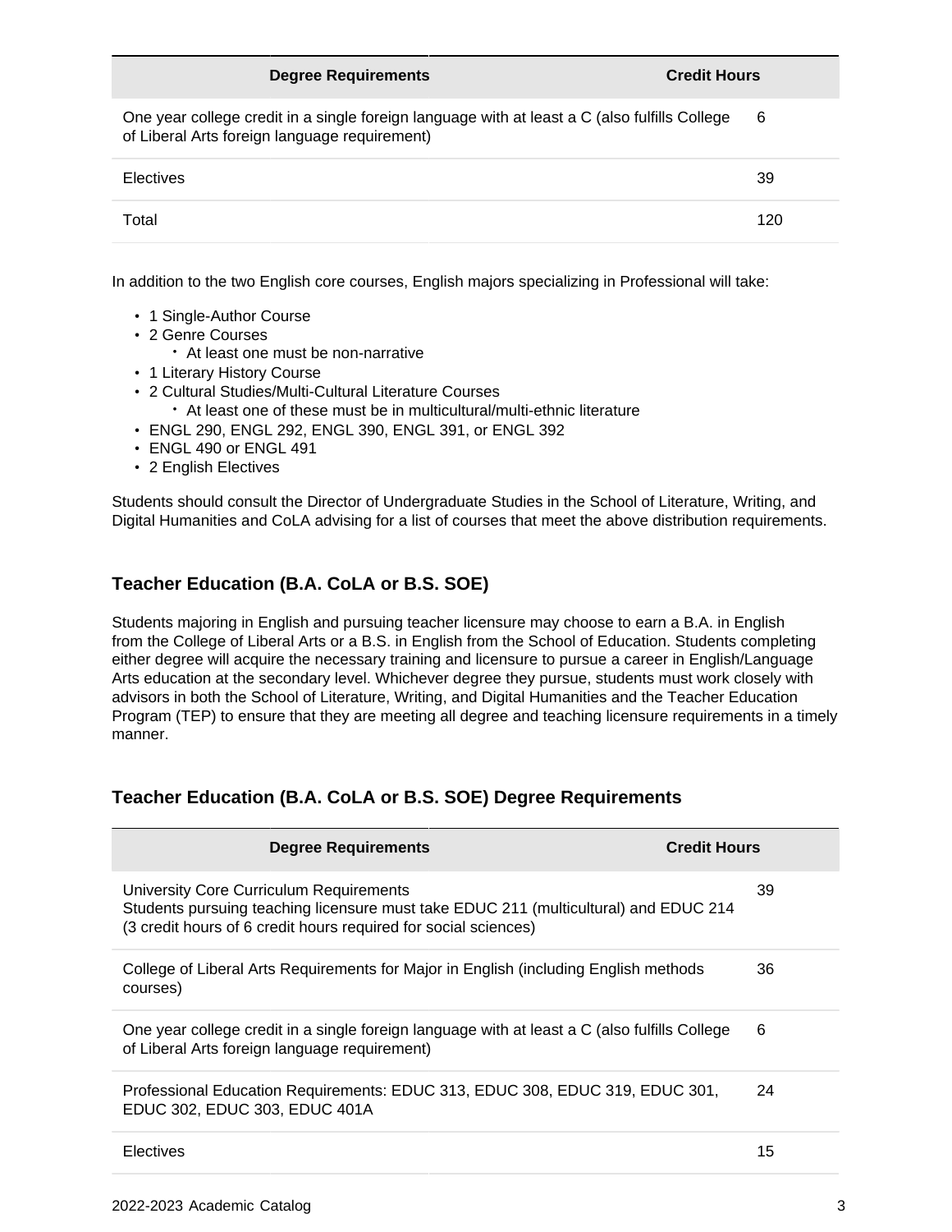| Degree Requirements | Credit Hours |
| --- | --- |
| One year college credit in a single foreign language with at least a C (also fulfills College of Liberal Arts foreign language requirement) | 6 |
| Electives | 39 |
| Total | 120 |

In addition to the two English core courses, English majors specializing in Professional will take:

- 1 Single-Author Course
- 2 Genre Courses
  - At least one must be non-narrative
- 1 Literary History Course
- 2 Cultural Studies/Multi-Cultural Literature Courses
  - At least one of these must be in multicultural/multi-ethnic literature
- ENGL 290, ENGL 292, ENGL 390, ENGL 391, or ENGL 392
- ENGL 490 or ENGL 491
- 2 English Electives

Students should consult the Director of Undergraduate Studies in the School of Literature, Writing, and Digital Humanities and CoLA advising for a list of courses that meet the above distribution requirements.

### Teacher Education (B.A. CoLA or B.S. SOE)

Students majoring in English and pursuing teacher licensure may choose to earn a B.A. in English from the College of Liberal Arts or a B.S. in English from the School of Education. Students completing either degree will acquire the necessary training and licensure to pursue a career in English/Language Arts education at the secondary level. Whichever degree they pursue, students must work closely with advisors in both the School of Literature, Writing, and Digital Humanities and the Teacher Education Program (TEP) to ensure that they are meeting all degree and teaching licensure requirements in a timely manner.

### Teacher Education (B.A. CoLA or B.S. SOE) Degree Requirements

| Degree Requirements | Credit Hours |
| --- | --- |
| University Core Curriculum Requirements<br>Students pursuing teaching licensure must take EDUC 211 (multicultural) and EDUC 214 (3 credit hours of 6 credit hours required for social sciences) | 39 |
| College of Liberal Arts Requirements for Major in English (including English methods courses) | 36 |
| One year college credit in a single foreign language with at least a C (also fulfills College of Liberal Arts foreign language requirement) | 6 |
| Professional Education Requirements: EDUC 313, EDUC 308, EDUC 319, EDUC 301, EDUC 302, EDUC 303, EDUC 401A | 24 |
| Electives | 15 |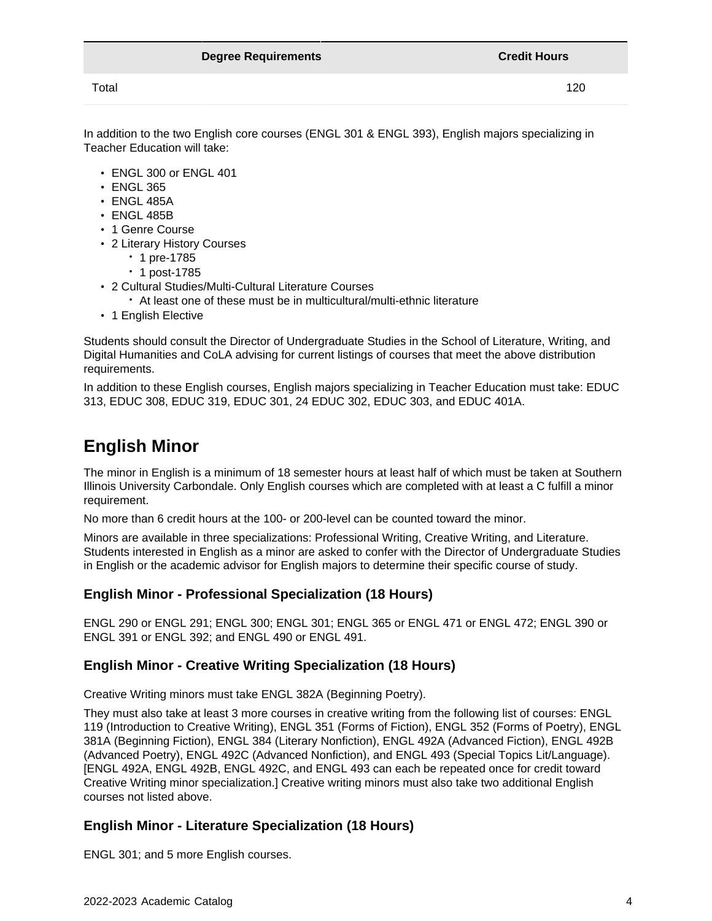| Degree Requirements | Credit Hours |
| --- | --- |
| Total | 120 |

In addition to the two English core courses (ENGL 301 & ENGL 393), English majors specializing in Teacher Education will take:

- ENGL 300 or ENGL 401
- ENGL 365
- ENGL 485A
- ENGL 485B
- 1 Genre Course
- 2 Literary History Courses
  - 1 pre-1785
  - 1 post-1785
- 2 Cultural Studies/Multi-Cultural Literature Courses
  - At least one of these must be in multicultural/multi-ethnic literature
- 1 English Elective

Students should consult the Director of Undergraduate Studies in the School of Literature, Writing, and Digital Humanities and CoLA advising for current listings of courses that meet the above distribution requirements.

In addition to these English courses, English majors specializing in Teacher Education must take: EDUC 313, EDUC 308, EDUC 319, EDUC 301, 24 EDUC 302, EDUC 303, and EDUC 401A.

## English Minor

The minor in English is a minimum of 18 semester hours at least half of which must be taken at Southern Illinois University Carbondale. Only English courses which are completed with at least a C fulfill a minor requirement.

No more than 6 credit hours at the 100- or 200-level can be counted toward the minor.

Minors are available in three specializations: Professional Writing, Creative Writing, and Literature. Students interested in English as a minor are asked to confer with the Director of Undergraduate Studies in English or the academic advisor for English majors to determine their specific course of study.

### English Minor - Professional Specialization (18 Hours)

ENGL 290 or ENGL 291; ENGL 300; ENGL 301; ENGL 365 or ENGL 471 or ENGL 472; ENGL 390 or ENGL 391 or ENGL 392; and ENGL 490 or ENGL 491.

### English Minor - Creative Writing Specialization (18 Hours)

Creative Writing minors must take ENGL 382A (Beginning Poetry).

They must also take at least 3 more courses in creative writing from the following list of courses: ENGL 119 (Introduction to Creative Writing), ENGL 351 (Forms of Fiction), ENGL 352 (Forms of Poetry), ENGL 381A (Beginning Fiction), ENGL 384 (Literary Nonfiction), ENGL 492A (Advanced Fiction), ENGL 492B (Advanced Poetry), ENGL 492C (Advanced Nonfiction), and ENGL 493 (Special Topics Lit/Language). [ENGL 492A, ENGL 492B, ENGL 492C, and ENGL 493 can each be repeated once for credit toward Creative Writing minor specialization.] Creative writing minors must also take two additional English courses not listed above.

### English Minor - Literature Specialization (18 Hours)

ENGL 301; and 5 more English courses.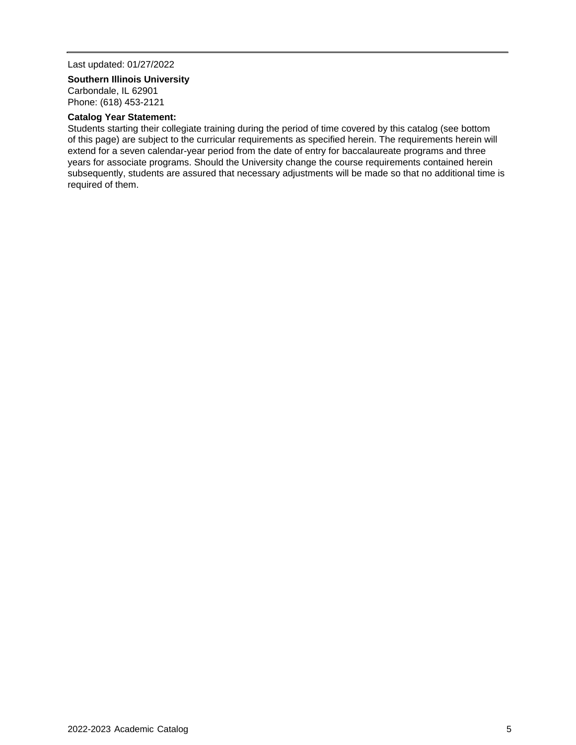Last updated: 01/27/2022

**Southern Illinois University**
Carbondale, IL 62901
Phone: (618) 453-2121

**Catalog Year Statement:**
Students starting their collegiate training during the period of time covered by this catalog (see bottom of this page) are subject to the curricular requirements as specified herein. The requirements herein will extend for a seven calendar-year period from the date of entry for baccalaureate programs and three years for associate programs. Should the University change the course requirements contained herein subsequently, students are assured that necessary adjustments will be made so that no additional time is required of them.

2022-2023 Academic Catalog